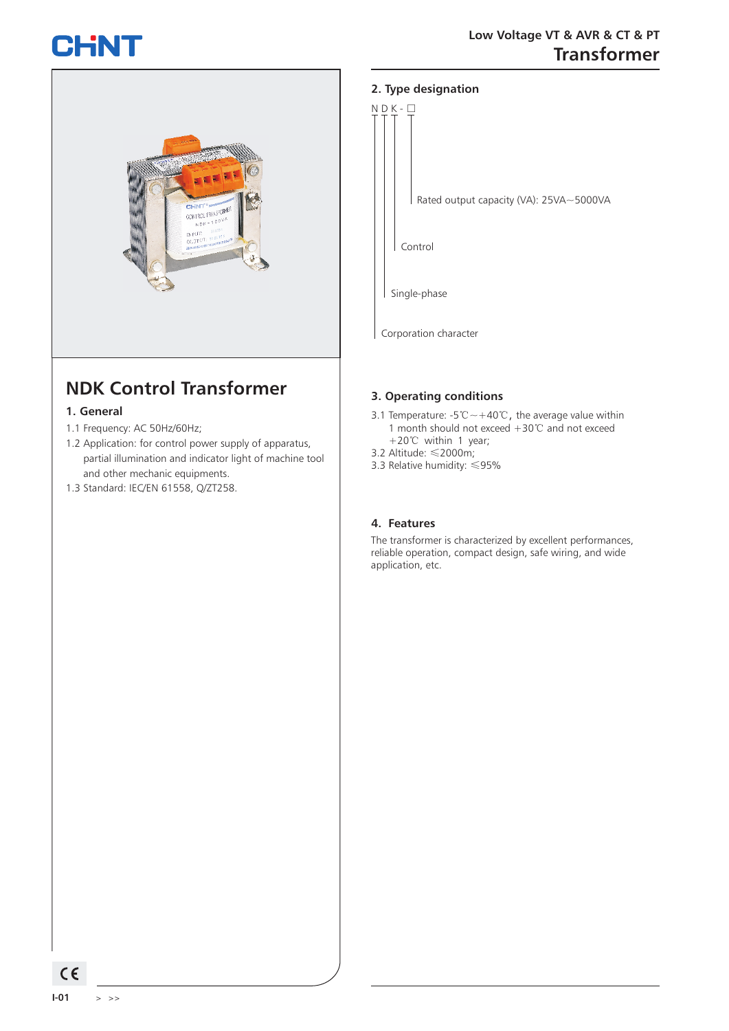# NDK Control Transformer

## 1. General

1.1 Frequency: AC 50Hz/60Hz;

1.2 Application: for control power supply of apparatus, partial illumination and indicator light of machine tool and other mechanic equipments.

1.3 Standard: IEC/EN 61558, Q/ZT258.

## 2. Type designation

N D K - □

- N: Corporation character
- D: Single-phase
- K: Control
- □: Rated output capacity (VA): 25VA~5000VA

## 3. Operating conditions

3.1 Temperature: -5℃~+40℃, the average value within 1 month should not exceed +30℃ and not exceed +20℃ within 1 year;

3.2 Altitude: ≤2000m;

3.3 Relative humidity: ≤95%

## 4. Features

The transformer is characterized by excellent performances, reliable operation, compact design, safe wiring, and wide application, etc.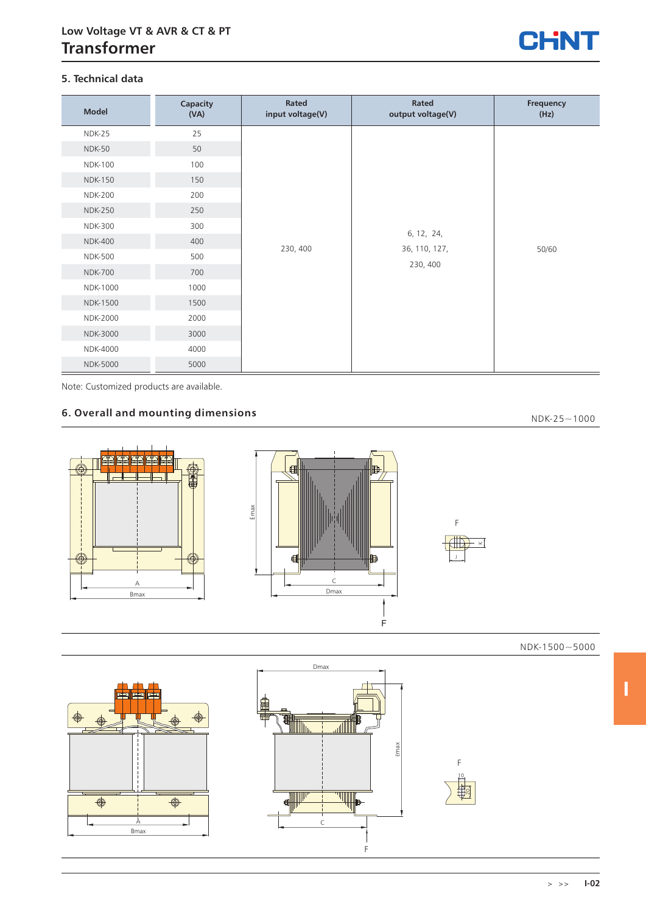## 5. Technical data

| Model | Capacity (VA) | Rated input voltage(V) | Rated output voltage(V) | Frequency (Hz) |
|---|---|---|---|---|
| NDK-25 | 25 | 230, 400 | 6, 12, 24, 36, 110, 127, 230, 400 | 50/60 |
| NDK-50 | 50 | | | |
| NDK-100 | 100 | | | |
| NDK-150 | 150 | | | |
| NDK-200 | 200 | | | |
| NDK-250 | 250 | | | |
| NDK-300 | 300 | | | |
| NDK-400 | 400 | | | |
| NDK-500 | 500 | | | |
| NDK-700 | 700 | | | |
| NDK-1000 | 1000 | | | |
| NDK-1500 | 1500 | | | |
| NDK-2000 | 2000 | | | |
| NDK-3000 | 3000 | | | |
| NDK-4000 | 4000 | | | |
| NDK-5000 | 5000 | | | |

Note: Customized products are available.

## 6. Overall and mounting dimensions

NDK-25~1000

A
Bmax
Emax
C
Dmax
F
F
J
K

NDK-1500~5000

A
Bmax
Dmax
Emax
C
F
F
10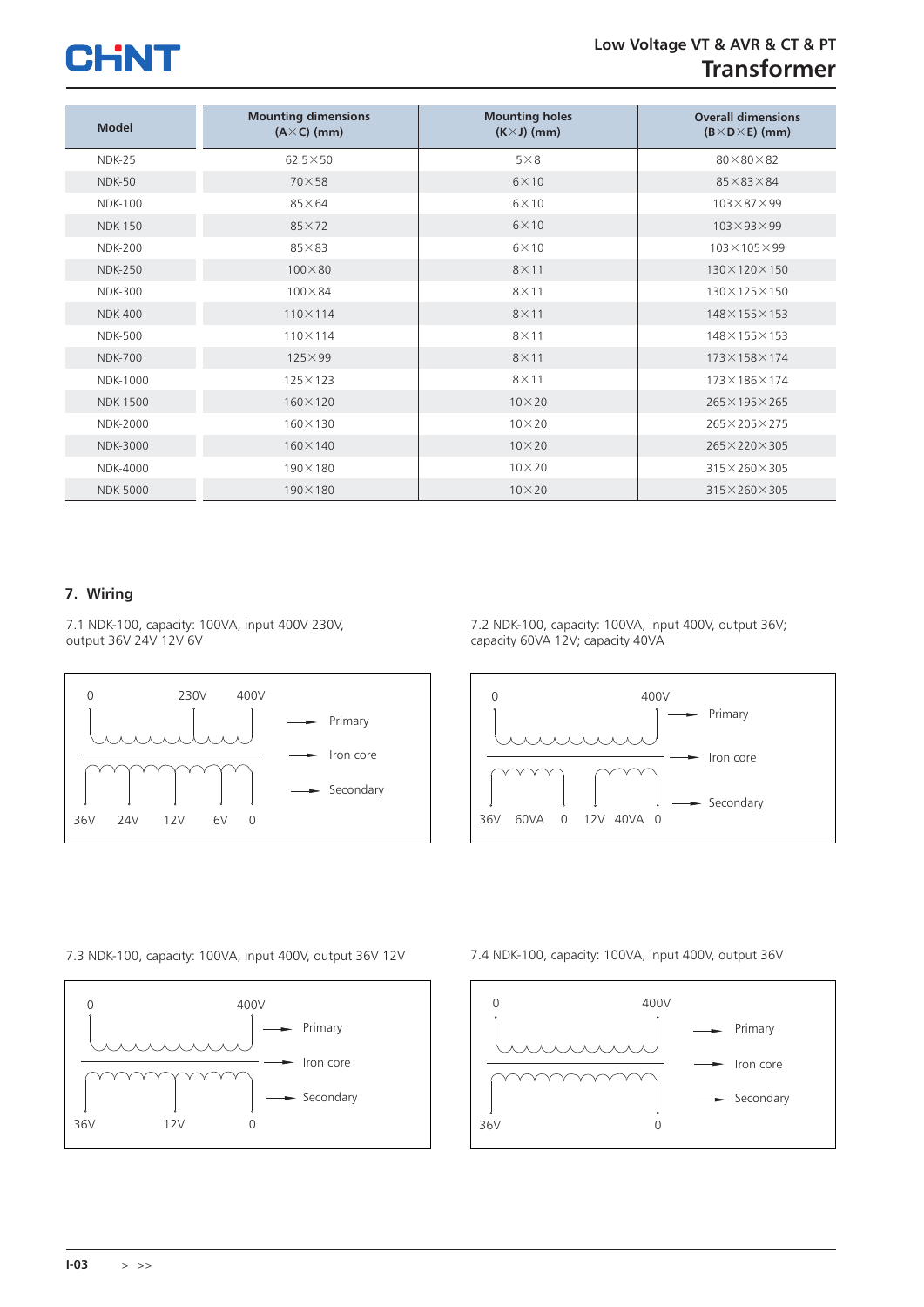| Model | Mounting dimensions (A×C) (mm) | Mounting holes (K×J) (mm) | Overall dimensions (B×D×E) (mm) |
|---|---|---|---|
| NDK-25 | 62.5×50 | 5×8 | 80×80×82 |
| NDK-50 | 70×58 | 6×10 | 85×83×84 |
| NDK-100 | 85×64 | 6×10 | 103×87×99 |
| NDK-150 | 85×72 | 6×10 | 103×93×99 |
| NDK-200 | 85×83 | 6×10 | 103×105×99 |
| NDK-250 | 100×80 | 8×11 | 130×120×150 |
| NDK-300 | 100×84 | 8×11 | 130×125×150 |
| NDK-400 | 110×114 | 8×11 | 148×155×153 |
| NDK-500 | 110×114 | 8×11 | 148×155×153 |
| NDK-700 | 125×99 | 8×11 | 173×158×174 |
| NDK-1000 | 125×123 | 8×11 | 173×186×174 |
| NDK-1500 | 160×120 | 10×20 | 265×195×265 |
| NDK-2000 | 160×130 | 10×20 | 265×205×275 |
| NDK-3000 | 160×140 | 10×20 | 265×220×305 |
| NDK-4000 | 190×180 | 10×20 | 315×260×305 |
| NDK-5000 | 190×180 | 10×20 | 315×260×305 |

## 7. Wiring

7.1 NDK-100, capacity: 100VA, input 400V 230V, output 36V 24V 12V 6V

0 230V 400V
Primary
Iron core
Secondary
36V 24V 12V 6V 0

7.2 NDK-100, capacity: 100VA, input 400V, output 36V; capacity 60VA 12V; capacity 40VA

0 400V
Primary
Iron core
Secondary
36V 60VA 0 12V 40VA 0

7.3 NDK-100, capacity: 100VA, input 400V, output 36V 12V

0 400V
Primary
Iron core
Secondary
36V 12V 0

7.4 NDK-100, capacity: 100VA, input 400V, output 36V

0 400V
Primary
Iron core
Secondary
36V 0